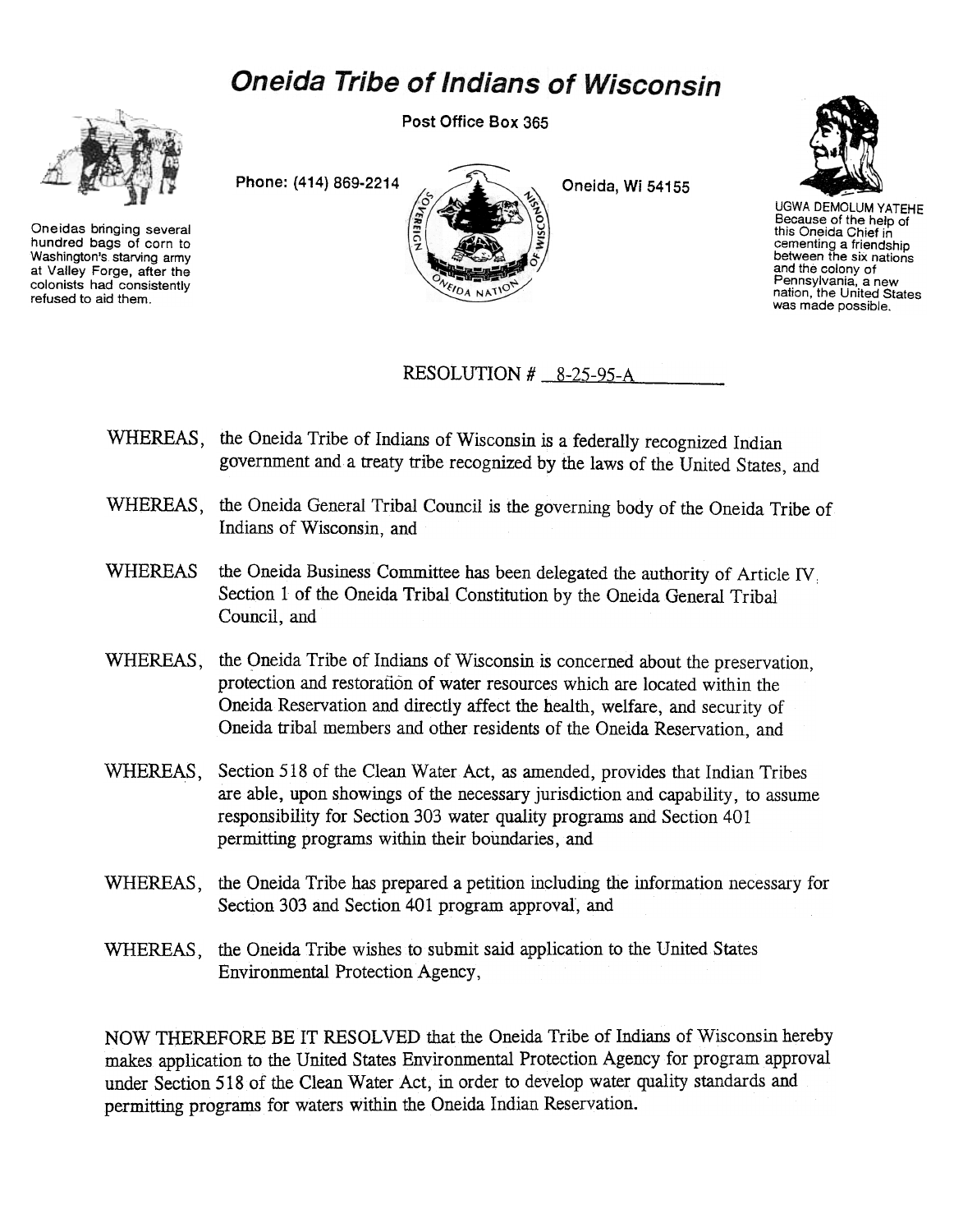# Oneida Tribe of Indians of Wisconsin

Post Office Box 365

Phone: (414) 869-2214 Oneida, Wi 54155

Oneidas bringing several hundred bags of corn to Washington's starving army at Valley Forge, after the colonists had consistently refused to aid them.

UGWA DEMOLUM YATEHE
Because of the help of this Oneida Chief in cementing a friendship between the six nations and the colony of Pennsylvania, a new nation, the United States was made possible.

RESOLUTION # 8-25-95-A

WHEREAS, the Oneida Tribe of Indians of Wisconsin is a federally recognized Indian government and a treaty tribe recognized by the laws of the United States, and

WHEREAS, the Oneida General Tribal Council is the governing body of the Oneida Tribe of Indians of Wisconsin, and

WHEREAS the Oneida Business Committee has been delegated the authority of Article IV, Section 1 of the Oneida Tribal Constitution by the Oneida General Tribal Council, and

WHEREAS, the Oneida Tribe of Indians of Wisconsin is concerned about the preservation, protection and restoration of water resources which are located within the Oneida Reservation and directly affect the health, welfare, and security of Oneida tribal members and other residents of the Oneida Reservation, and

WHEREAS, Section 518 of the Clean Water Act, as amended, provides that Indian Tribes are able, upon showings of the necessary jurisdiction and capability, to assume responsibility for Section 303 water quality programs and Section 401 permitting programs within their boundaries, and

WHEREAS, the Oneida Tribe has prepared a petition including the information necessary for Section 303 and Section 401 program approval, and

WHEREAS, the Oneida Tribe wishes to submit said application to the United States Environmental Protection Agency,

NOW THEREFORE BE IT RESOLVED that the Oneida Tribe of Indians of Wisconsin hereby makes application to the United States Environmental Protection Agency for program approval under Section 518 of the Clean Water Act, in order to develop water quality standards and permitting programs for waters within the Oneida Indian Reservation.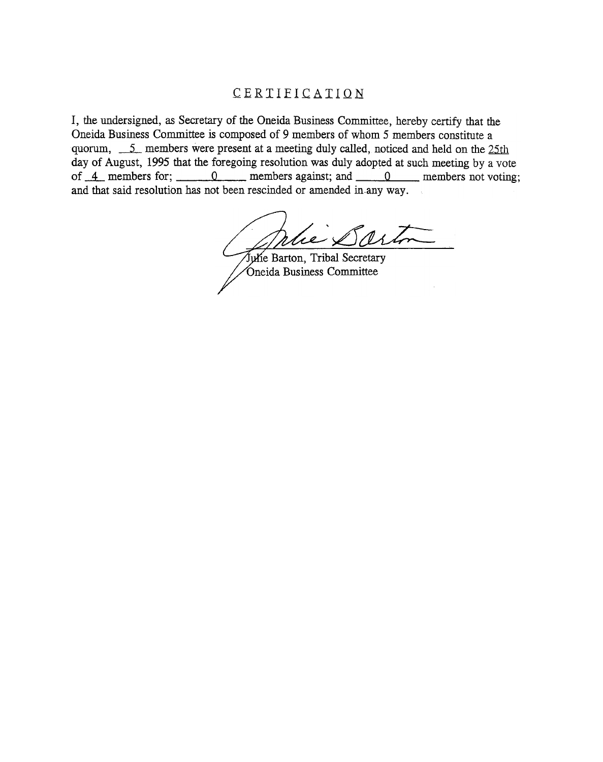# CERTIFICATION

I, the undersigned, as Secretary of the Oneida Business Committee, hereby certify that the Oneida Business Committee is composed of 9 members of whom 5 members constitute a quorum, 5 members were present at a meeting duly called, noticed and held on the 25th day of August, 1995 that the foregoing resolution was duly adopted at such meeting by a vote of 4 members for; 0 members against; and 0 members not voting; and that said resolution has not been rescinded or amended in any way.

Julie Barton, Tribal Secretary
Oneida Business Committee